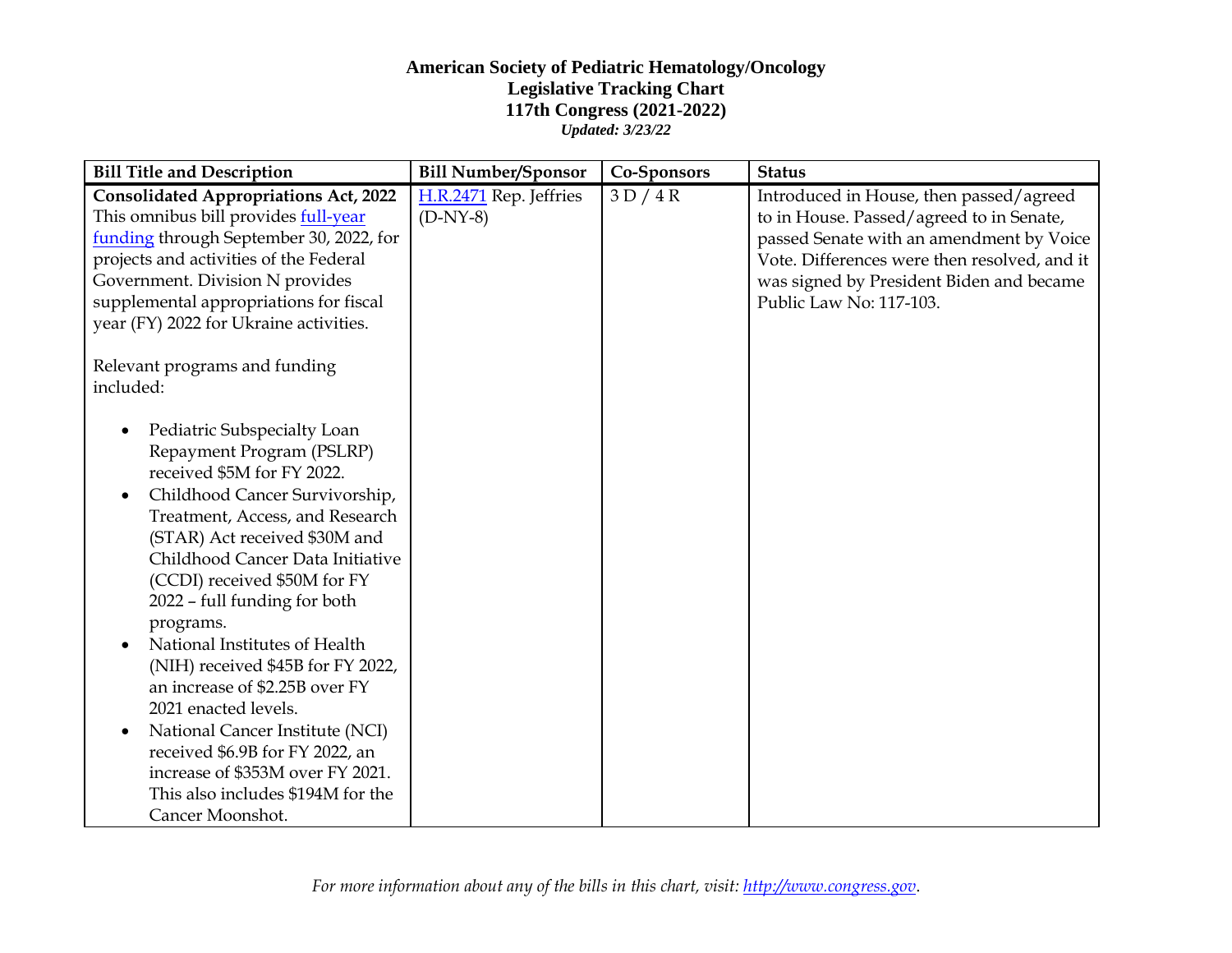**American Society of Pediatric Hematology/Oncology**
**Legislative Tracking Chart**
**117th Congress (2021-2022)**
***Updated: 3/23/22***

| Bill Title and Description | Bill Number/Sponsor | Co-Sponsors | Status |
|---|---|---|---|
| **Consolidated Appropriations Act, 2022** This omnibus bill provides full-year funding through September 30, 2022, for projects and activities of the Federal Government. Division N provides supplemental appropriations for fiscal year (FY) 2022 for Ukraine activities.<br><br>Relevant programs and funding included:<br><br>• Pediatric Subspecialty Loan Repayment Program (PSLRP) received $5M for FY 2022.<br>• Childhood Cancer Survivorship, Treatment, Access, and Research (STAR) Act received $30M and Childhood Cancer Data Initiative (CCDI) received $50M for FY 2022 – full funding for both programs.<br>• National Institutes of Health (NIH) received $45B for FY 2022, an increase of $2.25B over FY 2021 enacted levels.<br>• National Cancer Institute (NCI) received $6.9B for FY 2022, an increase of $353M over FY 2021. This also includes $194M for the Cancer Moonshot. | H.R.2471 Rep. Jeffries (D-NY-8) | 3 D / 4 R | Introduced in House, then passed/agreed to in House. Passed/agreed to in Senate, passed Senate with an amendment by Voice Vote. Differences were then resolved, and it was signed by President Biden and became Public Law No: 117-103. |

*For more information about any of the bills in this chart, visit: http://www.congress.gov.*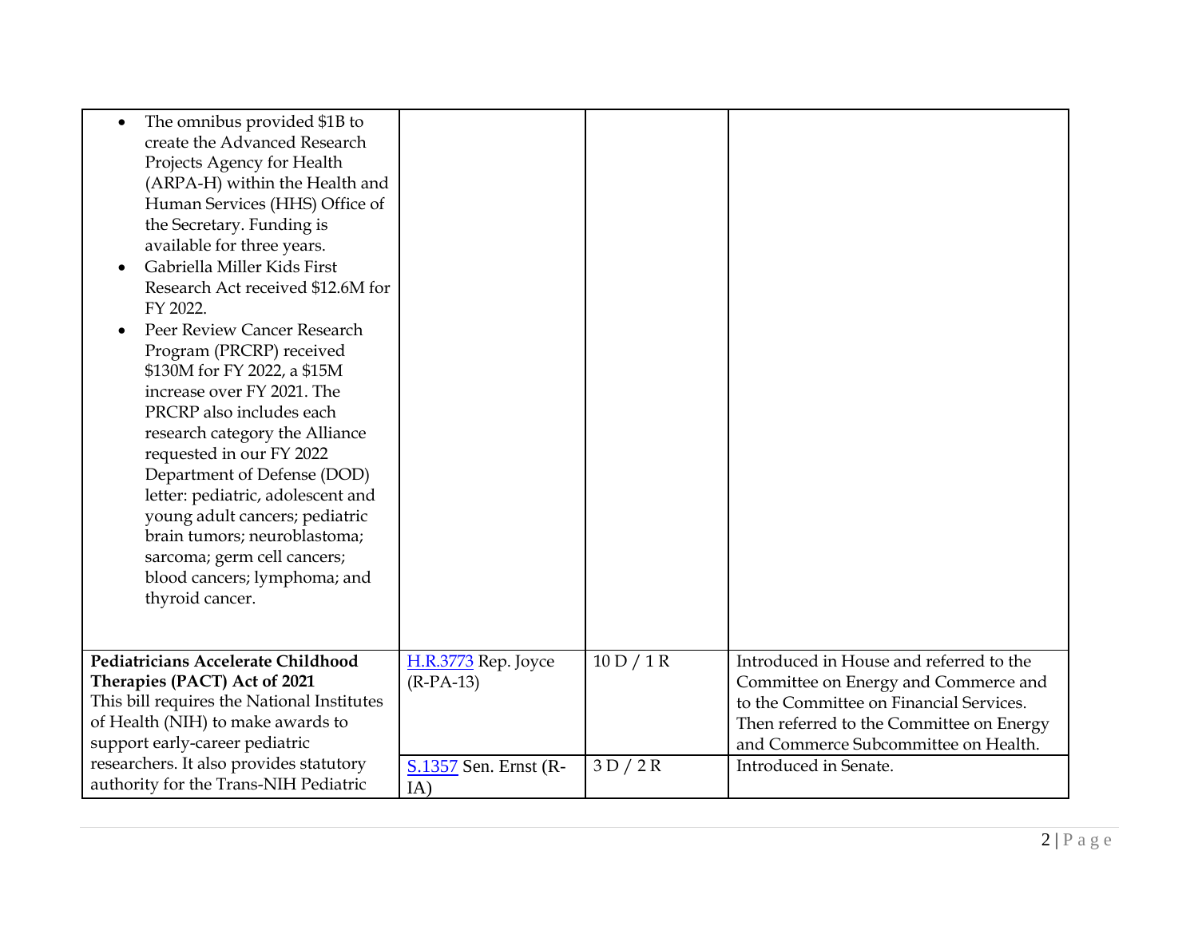| | | | |
|---|---|---|---|
| <ul><li>The omnibus provided $1B to create the Advanced Research Projects Agency for Health (ARPA-H) within the Health and Human Services (HHS) Office of the Secretary. Funding is available for three years.</li><li>Gabriella Miller Kids First Research Act received $12.6M for FY 2022.</li><li>Peer Review Cancer Research Program (PRCRP) received $130M for FY 2022, a $15M increase over FY 2021. The PRCRP also includes each research category the Alliance requested in our FY 2022 Department of Defense (DOD) letter: pediatric, adolescent and young adult cancers; pediatric brain tumors; neuroblastoma; sarcoma; germ cell cancers; blood cancers; lymphoma; and thyroid cancer.</li></ul> | | | |
| **Pediatricians Accelerate Childhood Therapies (PACT) Act of 2021**<br>This bill requires the National Institutes of Health (NIH) to make awards to support early-career pediatric researchers. It also provides statutory authority for the Trans-NIH Pediatric | H.R.3773 Rep. Joyce (R-PA-13) | 10 D / 1 R | Introduced in House and referred to the Committee on Energy and Commerce and to the Committee on Financial Services. Then referred to the Committee on Energy and Commerce Subcommittee on Health. |
| | S.1357 Sen. Ernst (R-IA) | 3 D / 2 R | Introduced in Senate. |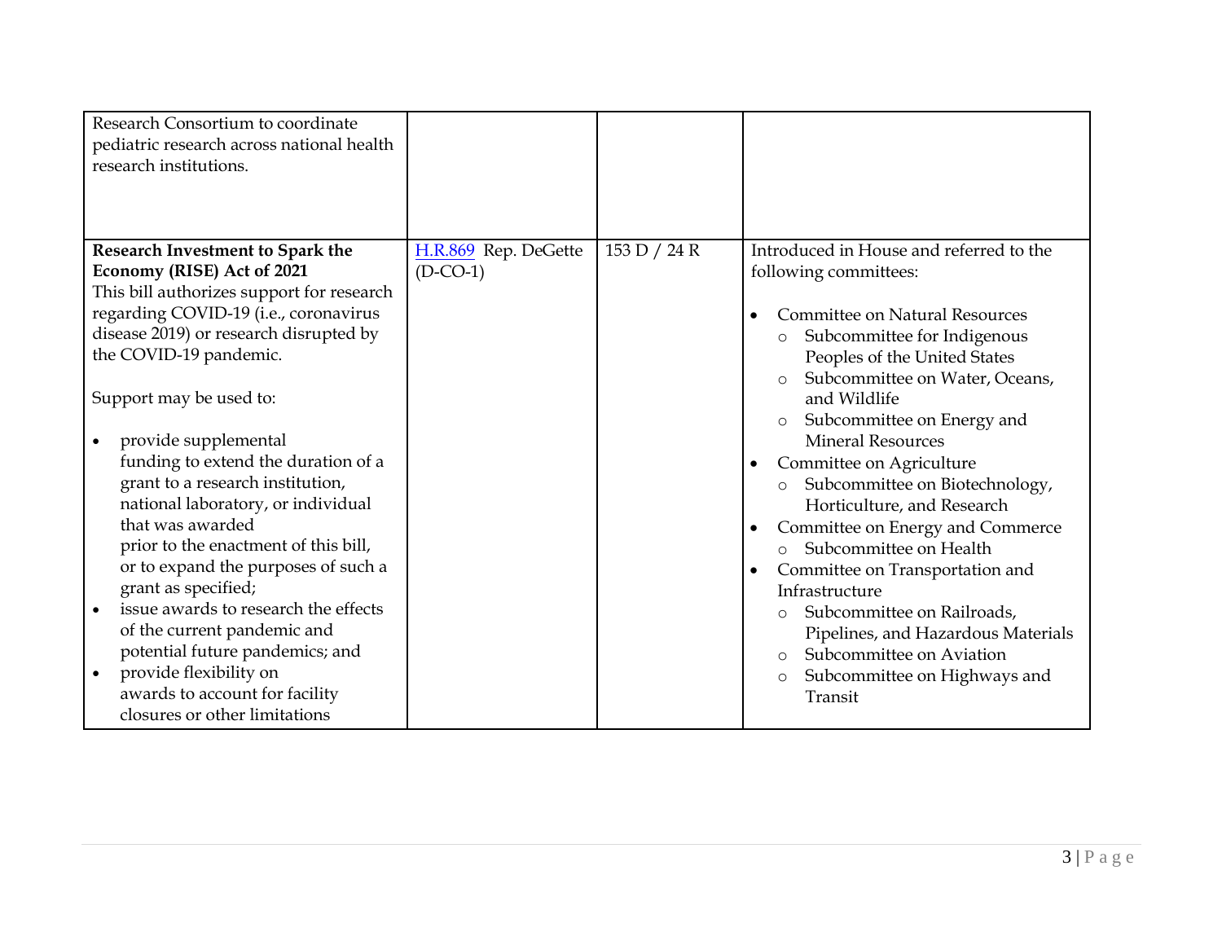| | | | |
|---|---|---|---|
| Research Consortium to coordinate pediatric research across national health research institutions. | | | |
| **Research Investment to Spark the Economy (RISE) Act of 2021**<br>This bill authorizes support for research regarding COVID-19 (i.e., coronavirus disease 2019) or research disrupted by the COVID-19 pandemic.<br><br>Support may be used to:<br><br>• provide supplemental funding to extend the duration of a grant to a research institution, national laboratory, or individual that was awarded prior to the enactment of this bill, or to expand the purposes of such a grant as specified;<br>• issue awards to research the effects of the current pandemic and potential future pandemics; and<br>• provide flexibility on awards to account for facility closures or other limitations | H.R.869 Rep. DeGette (D-CO-1) | 153 D / 24 R | Introduced in House and referred to the following committees:<br><br>• Committee on Natural Resources<br>  ○ Subcommittee for Indigenous Peoples of the United States<br>  ○ Subcommittee on Water, Oceans, and Wildlife<br>  ○ Subcommittee on Energy and Mineral Resources<br>• Committee on Agriculture<br>  ○ Subcommittee on Biotechnology, Horticulture, and Research<br>• Committee on Energy and Commerce<br>  ○ Subcommittee on Health<br>• Committee on Transportation and Infrastructure<br>  ○ Subcommittee on Railroads, Pipelines, and Hazardous Materials<br>  ○ Subcommittee on Aviation<br>  ○ Subcommittee on Highways and Transit |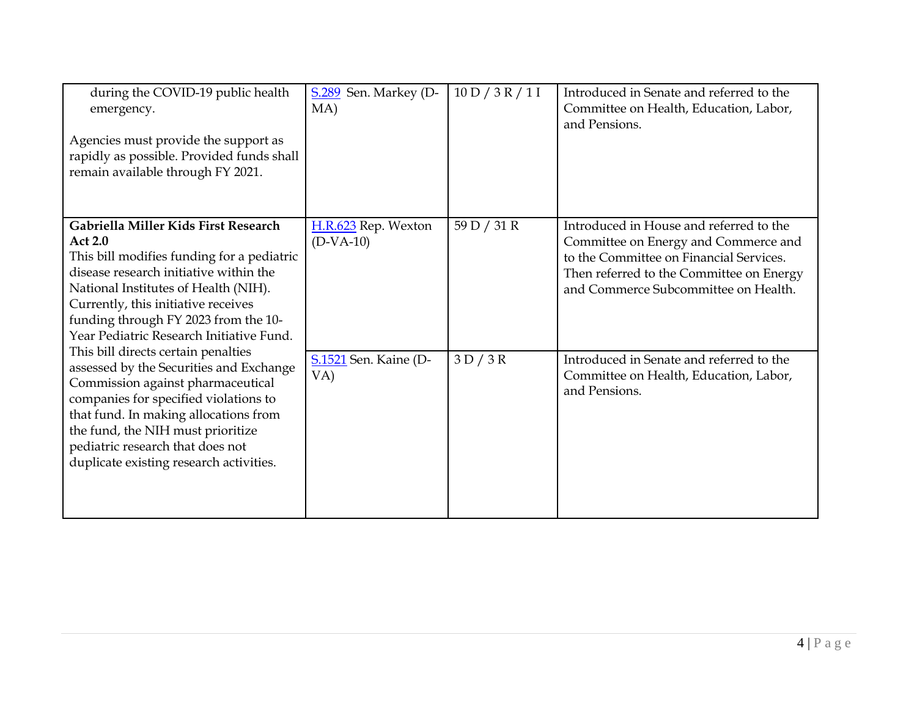| | | | |
|---|---|---|---|
| during the COVID-19 public health emergency.<br><br>Agencies must provide the support as rapidly as possible. Provided funds shall remain available through FY 2021. | S.289 Sen. Markey (D-MA) | 10 D / 3 R / 1 I | Introduced in Senate and referred to the Committee on Health, Education, Labor, and Pensions. |
| **Gabriella Miller Kids First Research Act 2.0**<br>This bill modifies funding for a pediatric disease research initiative within the National Institutes of Health (NIH). Currently, this initiative receives funding through FY 2023 from the 10-Year Pediatric Research Initiative Fund. This bill directs certain penalties assessed by the Securities and Exchange Commission against pharmaceutical companies for specified violations to that fund. In making allocations from the fund, the NIH must prioritize pediatric research that does not duplicate existing research activities. | H.R.623 Rep. Wexton (D-VA-10) | 59 D / 31 R | Introduced in House and referred to the Committee on Energy and Commerce and to the Committee on Financial Services. Then referred to the Committee on Energy and Commerce Subcommittee on Health. |
| | S.1521 Sen. Kaine (D-VA) | 3 D / 3 R | Introduced in Senate and referred to the Committee on Health, Education, Labor, and Pensions. |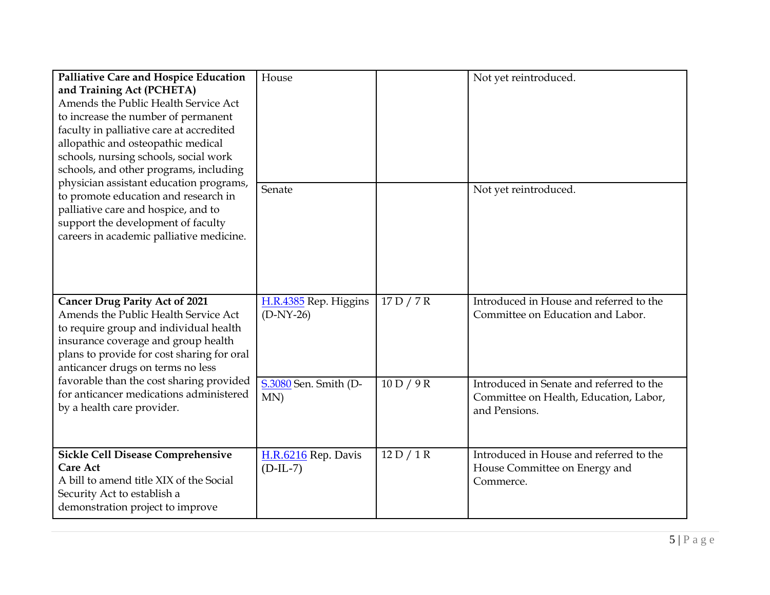| | | | |
|---|---|---|---|
| **Palliative Care and Hospice Education and Training Act (PCHETA)**<br>Amends the Public Health Service Act to increase the number of permanent faculty in palliative care at accredited allopathic and osteopathic medical schools, nursing schools, social work schools, and other programs, including physician assistant education programs, to promote education and research in palliative care and hospice, and to support the development of faculty careers in academic palliative medicine. | House | | Not yet reintroduced. |
| | Senate | | Not yet reintroduced. |
| **Cancer Drug Parity Act of 2021**<br>Amends the Public Health Service Act to require group and individual health insurance coverage and group health plans to provide for cost sharing for oral anticancer drugs on terms no less favorable than the cost sharing provided for anticancer medications administered by a health care provider. | H.R.4385 Rep. Higgins (D-NY-26) | 17 D / 7 R | Introduced in House and referred to the Committee on Education and Labor. |
| | S.3080 Sen. Smith (D-MN) | 10 D / 9 R | Introduced in Senate and referred to the Committee on Health, Education, Labor, and Pensions. |
| **Sickle Cell Disease Comprehensive Care Act**<br>A bill to amend title XIX of the Social Security Act to establish a demonstration project to improve | H.R.6216 Rep. Davis (D-IL-7) | 12 D / 1 R | Introduced in House and referred to the House Committee on Energy and Commerce. |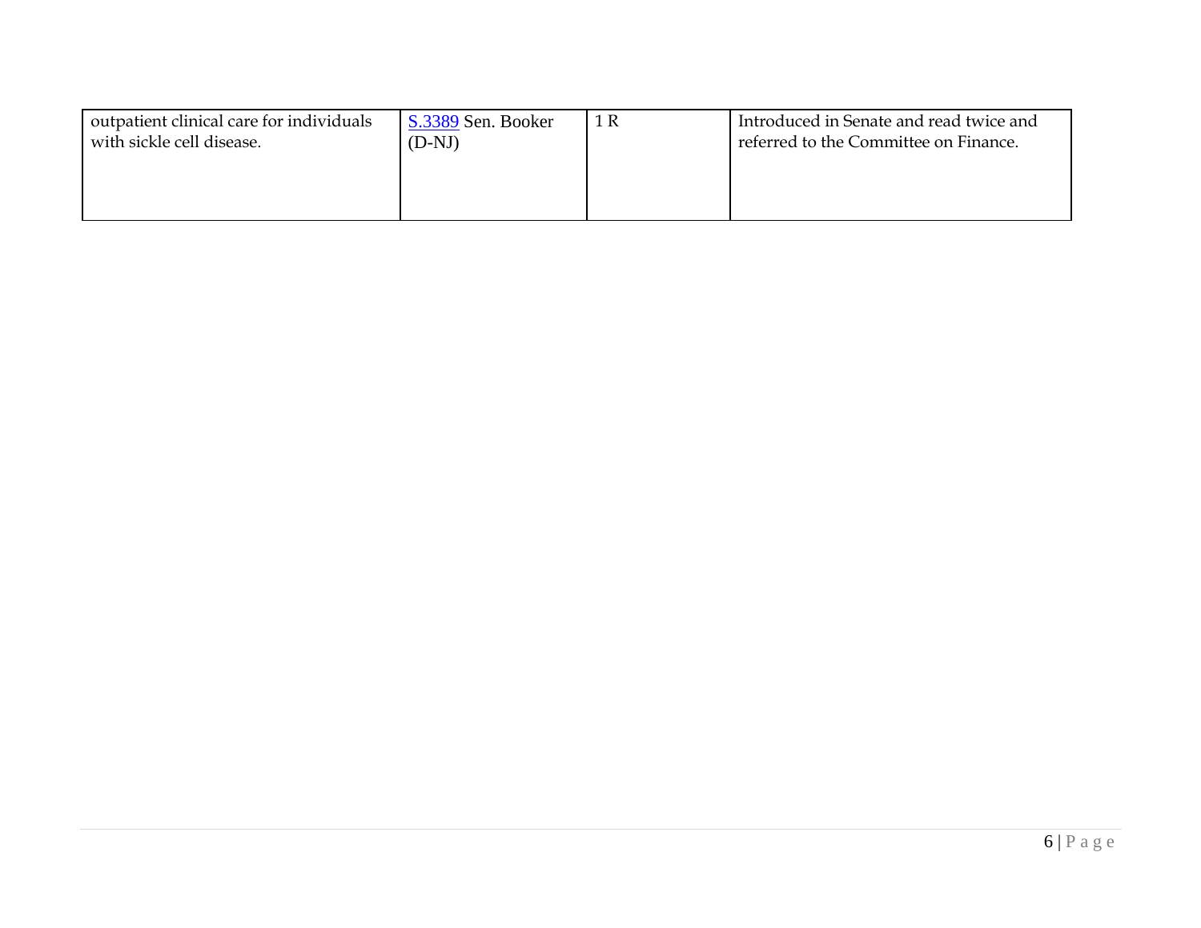| | | | |
|---|---|---|---|
| outpatient clinical care for individuals with sickle cell disease. | [S.3389](S.3389) Sen. Booker (D-NJ) | 1 R | Introduced in Senate and read twice and referred to the Committee on Finance. |